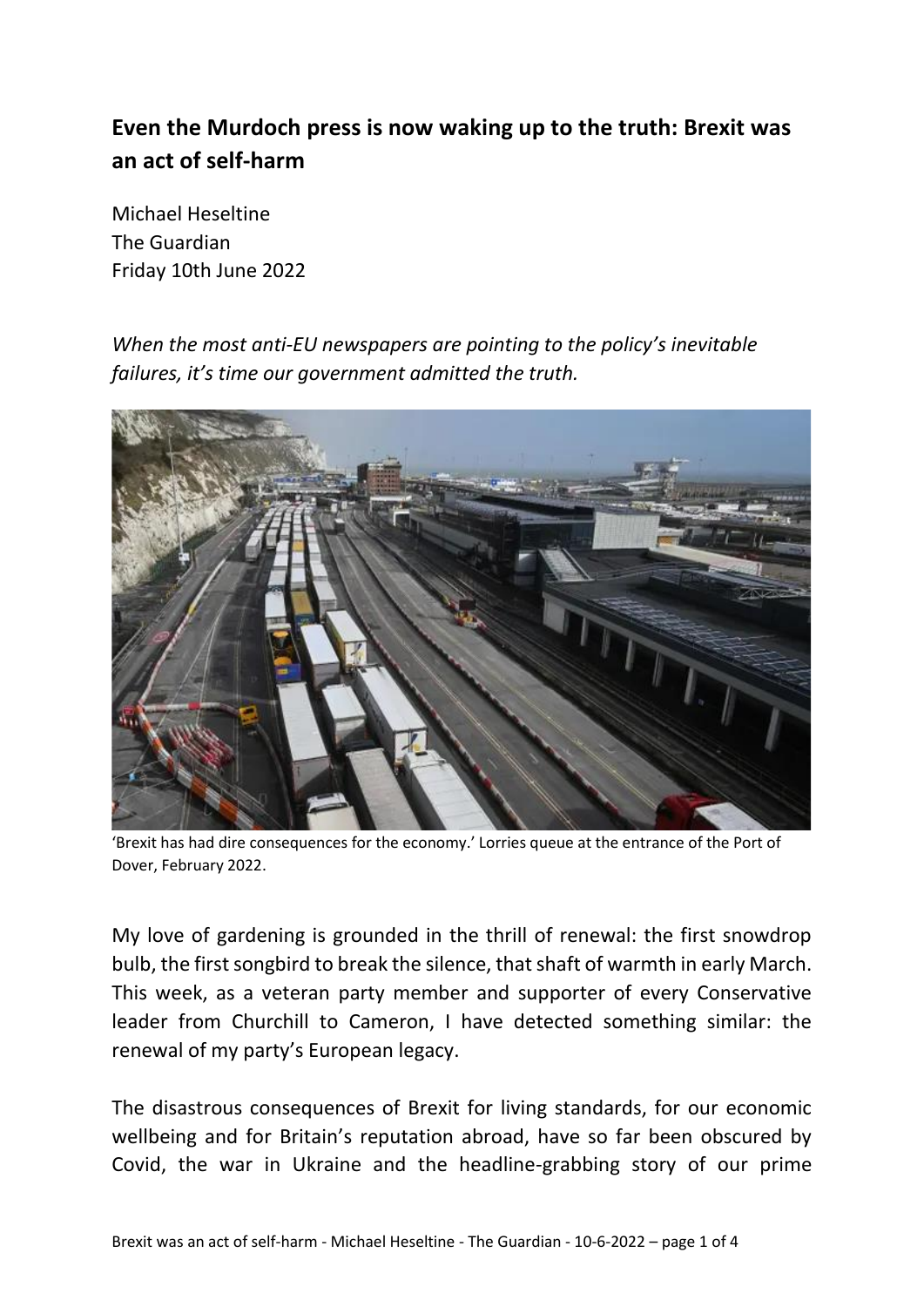# Even the Murdoch press is now waking up to the truth: Brexit was an act of self-harm

Michael Heseltine
The Guardian
Friday 10th June 2022

*When the most anti-EU newspapers are pointing to the policy's inevitable failures, it's time our government admitted the truth.*

'Brexit has had dire consequences for the economy.' Lorries queue at the entrance of the Port of Dover, February 2022.

My love of gardening is grounded in the thrill of renewal: the first snowdrop bulb, the first songbird to break the silence, that shaft of warmth in early March. This week, as a veteran party member and supporter of every Conservative leader from Churchill to Cameron, I have detected something similar: the renewal of my party's European legacy.

The disastrous consequences of Brexit for living standards, for our economic wellbeing and for Britain's reputation abroad, have so far been obscured by Covid, the war in Ukraine and the headline-grabbing story of our prime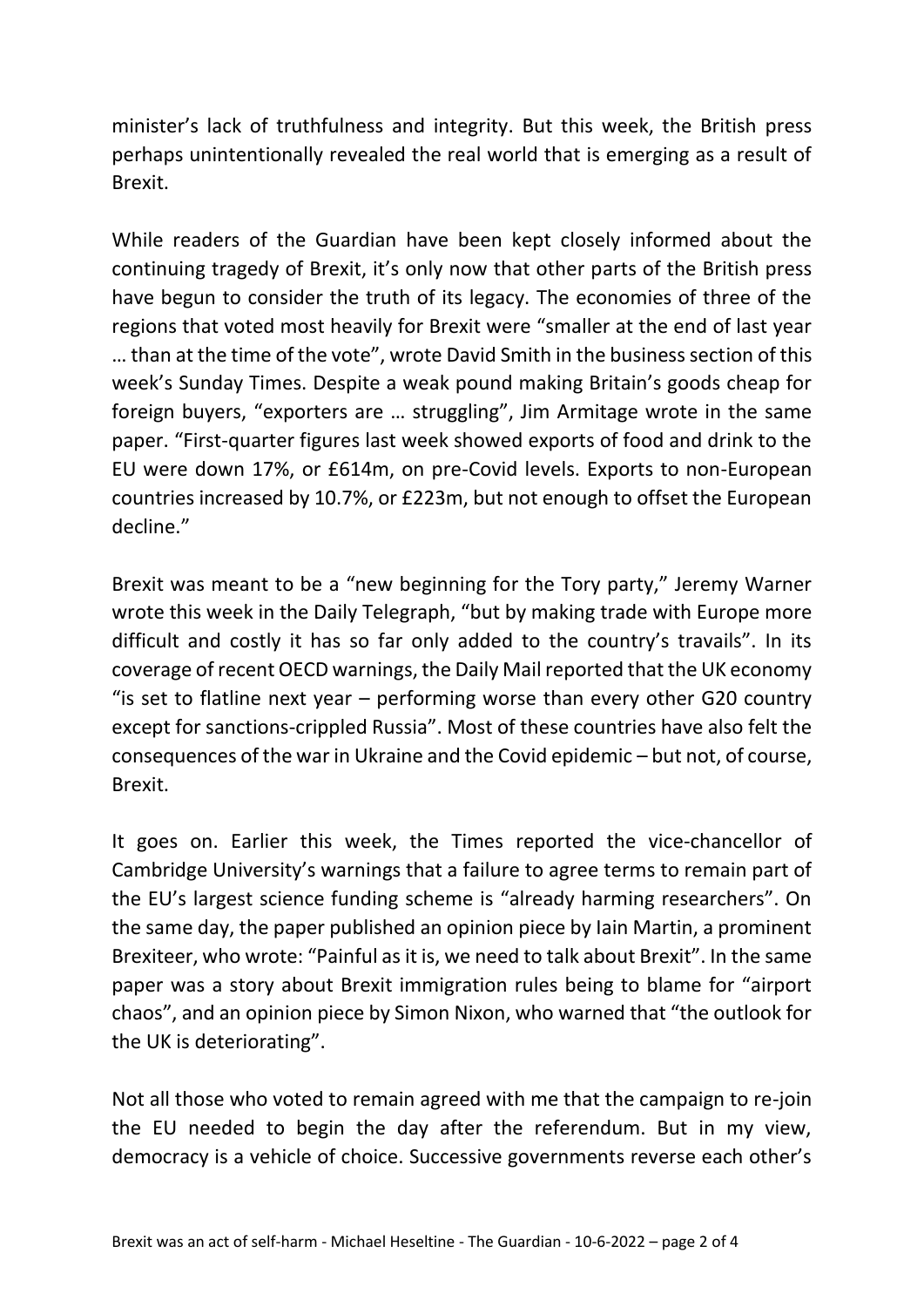minister's lack of truthfulness and integrity. But this week, the British press perhaps unintentionally revealed the real world that is emerging as a result of Brexit.

While readers of the Guardian have been kept closely informed about the continuing tragedy of Brexit, it's only now that other parts of the British press have begun to consider the truth of its legacy. The economies of three of the regions that voted most heavily for Brexit were "smaller at the end of last year … than at the time of the vote", wrote David Smith in the business section of this week's Sunday Times. Despite a weak pound making Britain's goods cheap for foreign buyers, "exporters are … struggling", Jim Armitage wrote in the same paper. "First-quarter figures last week showed exports of food and drink to the EU were down 17%, or £614m, on pre-Covid levels. Exports to non-European countries increased by 10.7%, or £223m, but not enough to offset the European decline."

Brexit was meant to be a "new beginning for the Tory party," Jeremy Warner wrote this week in the Daily Telegraph, "but by making trade with Europe more difficult and costly it has so far only added to the country's travails". In its coverage of recent OECD warnings, the Daily Mail reported that the UK economy "is set to flatline next year – performing worse than every other G20 country except for sanctions-crippled Russia". Most of these countries have also felt the consequences of the war in Ukraine and the Covid epidemic – but not, of course, Brexit.

It goes on. Earlier this week, the Times reported the vice-chancellor of Cambridge University's warnings that a failure to agree terms to remain part of the EU's largest science funding scheme is "already harming researchers". On the same day, the paper published an opinion piece by Iain Martin, a prominent Brexiteer, who wrote: "Painful as it is, we need to talk about Brexit". In the same paper was a story about Brexit immigration rules being to blame for "airport chaos", and an opinion piece by Simon Nixon, who warned that "the outlook for the UK is deteriorating".

Not all those who voted to remain agreed with me that the campaign to re-join the EU needed to begin the day after the referendum. But in my view, democracy is a vehicle of choice. Successive governments reverse each other's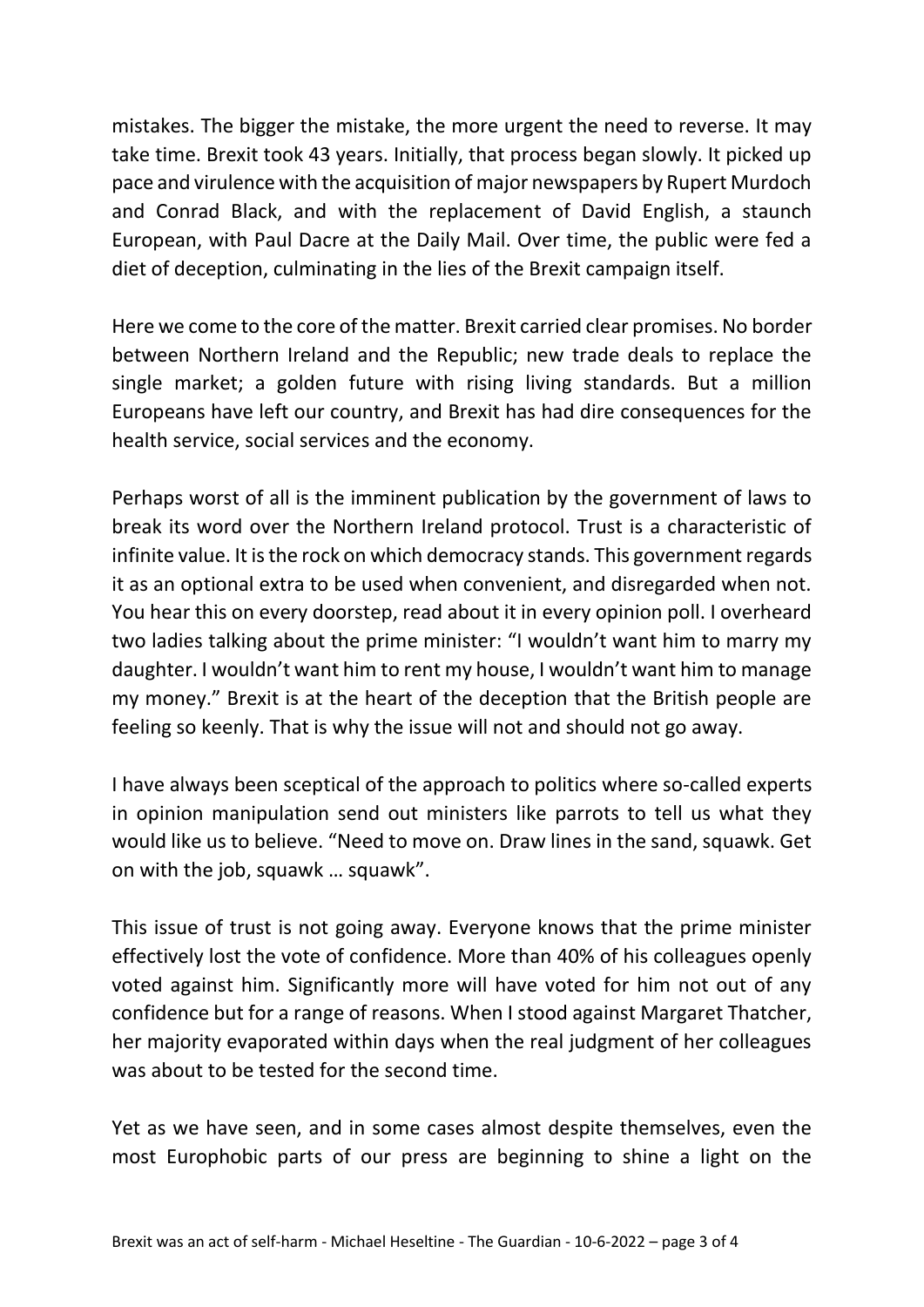mistakes. The bigger the mistake, the more urgent the need to reverse. It may take time. Brexit took 43 years. Initially, that process began slowly. It picked up pace and virulence with the acquisition of major newspapers by Rupert Murdoch and Conrad Black, and with the replacement of David English, a staunch European, with Paul Dacre at the Daily Mail. Over time, the public were fed a diet of deception, culminating in the lies of the Brexit campaign itself.

Here we come to the core of the matter. Brexit carried clear promises. No border between Northern Ireland and the Republic; new trade deals to replace the single market; a golden future with rising living standards. But a million Europeans have left our country, and Brexit has had dire consequences for the health service, social services and the economy.

Perhaps worst of all is the imminent publication by the government of laws to break its word over the Northern Ireland protocol. Trust is a characteristic of infinite value. It is the rock on which democracy stands. This government regards it as an optional extra to be used when convenient, and disregarded when not. You hear this on every doorstep, read about it in every opinion poll. I overheard two ladies talking about the prime minister: "I wouldn't want him to marry my daughter. I wouldn't want him to rent my house, I wouldn't want him to manage my money." Brexit is at the heart of the deception that the British people are feeling so keenly. That is why the issue will not and should not go away.

I have always been sceptical of the approach to politics where so-called experts in opinion manipulation send out ministers like parrots to tell us what they would like us to believe. "Need to move on. Draw lines in the sand, squawk. Get on with the job, squawk … squawk".

This issue of trust is not going away. Everyone knows that the prime minister effectively lost the vote of confidence. More than 40% of his colleagues openly voted against him. Significantly more will have voted for him not out of any confidence but for a range of reasons. When I stood against Margaret Thatcher, her majority evaporated within days when the real judgment of her colleagues was about to be tested for the second time.

Yet as we have seen, and in some cases almost despite themselves, even the most Europhobic parts of our press are beginning to shine a light on the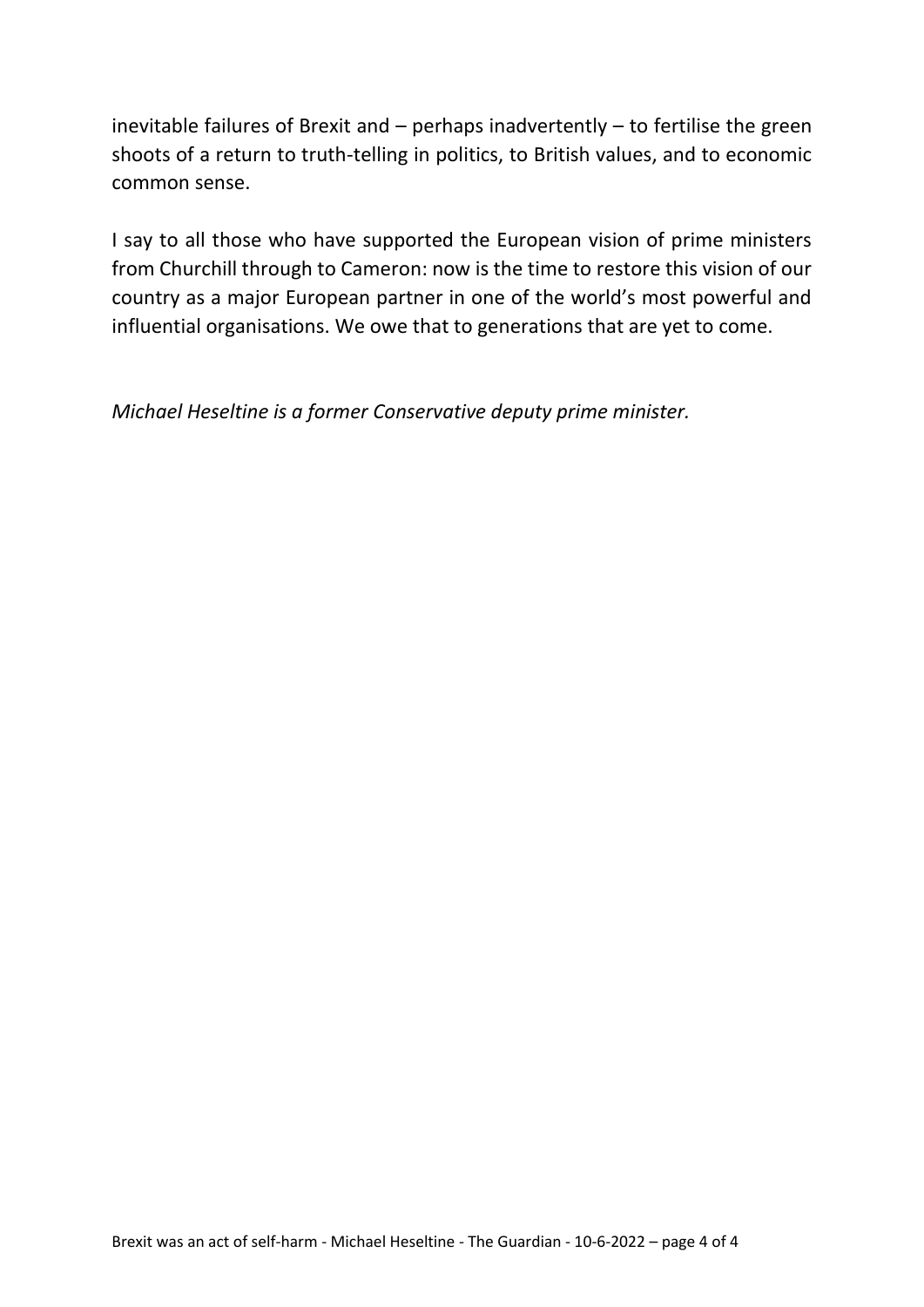inevitable failures of Brexit and – perhaps inadvertently – to fertilise the green shoots of a return to truth-telling in politics, to British values, and to economic common sense.

I say to all those who have supported the European vision of prime ministers from Churchill through to Cameron: now is the time to restore this vision of our country as a major European partner in one of the world's most powerful and influential organisations. We owe that to generations that are yet to come.

*Michael Heseltine is a former Conservative deputy prime minister.*